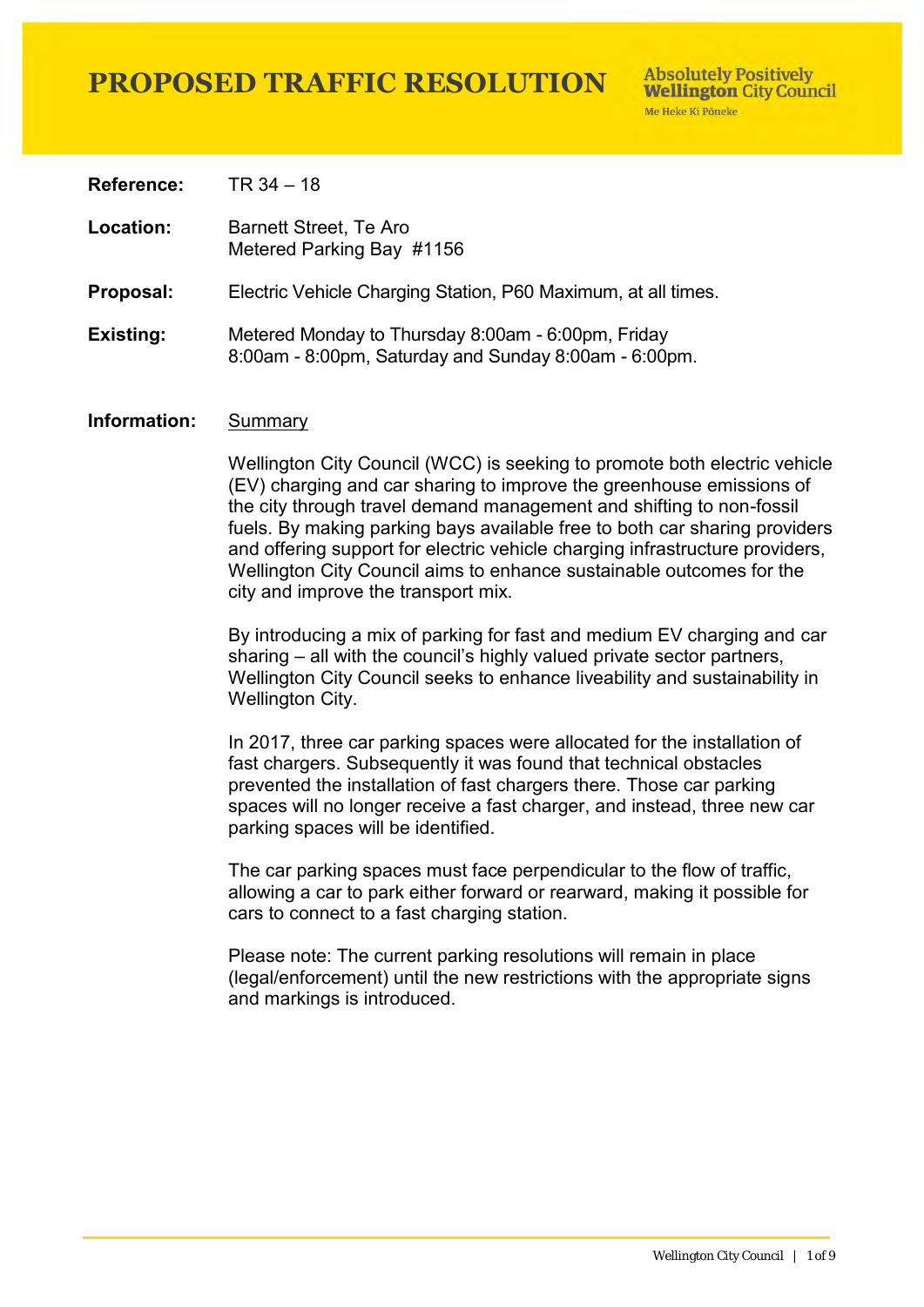# PROPOSED TRAFFIC RESOLUTION

Absolutely Positively **Wellington** City Council
Me Heke Ki Pōneke

**Reference:** TR 34 – 18

**Location:** Barnett Street, Te Aro
Metered Parking Bay #1156

**Proposal:** Electric Vehicle Charging Station, P60 Maximum, at all times.

**Existing:** Metered Monday to Thursday 8:00am - 6:00pm, Friday 8:00am - 8:00pm, Saturday and Sunday 8:00am - 6:00pm.

**Information:** <u>Summary</u>

Wellington City Council (WCC) is seeking to promote both electric vehicle (EV) charging and car sharing to improve the greenhouse emissions of the city through travel demand management and shifting to non-fossil fuels. By making parking bays available free to both car sharing providers and offering support for electric vehicle charging infrastructure providers, Wellington City Council aims to enhance sustainable outcomes for the city and improve the transport mix.

By introducing a mix of parking for fast and medium EV charging and car sharing – all with the council's highly valued private sector partners, Wellington City Council seeks to enhance liveability and sustainability in Wellington City.

In 2017, three car parking spaces were allocated for the installation of fast chargers. Subsequently it was found that technical obstacles prevented the installation of fast chargers there. Those car parking spaces will no longer receive a fast charger, and instead, three new car parking spaces will be identified.

The car parking spaces must face perpendicular to the flow of traffic, allowing a car to park either forward or rearward, making it possible for cars to connect to a fast charging station.

Please note: The current parking resolutions will remain in place (legal/enforcement) until the new restrictions with the appropriate signs and markings is introduced.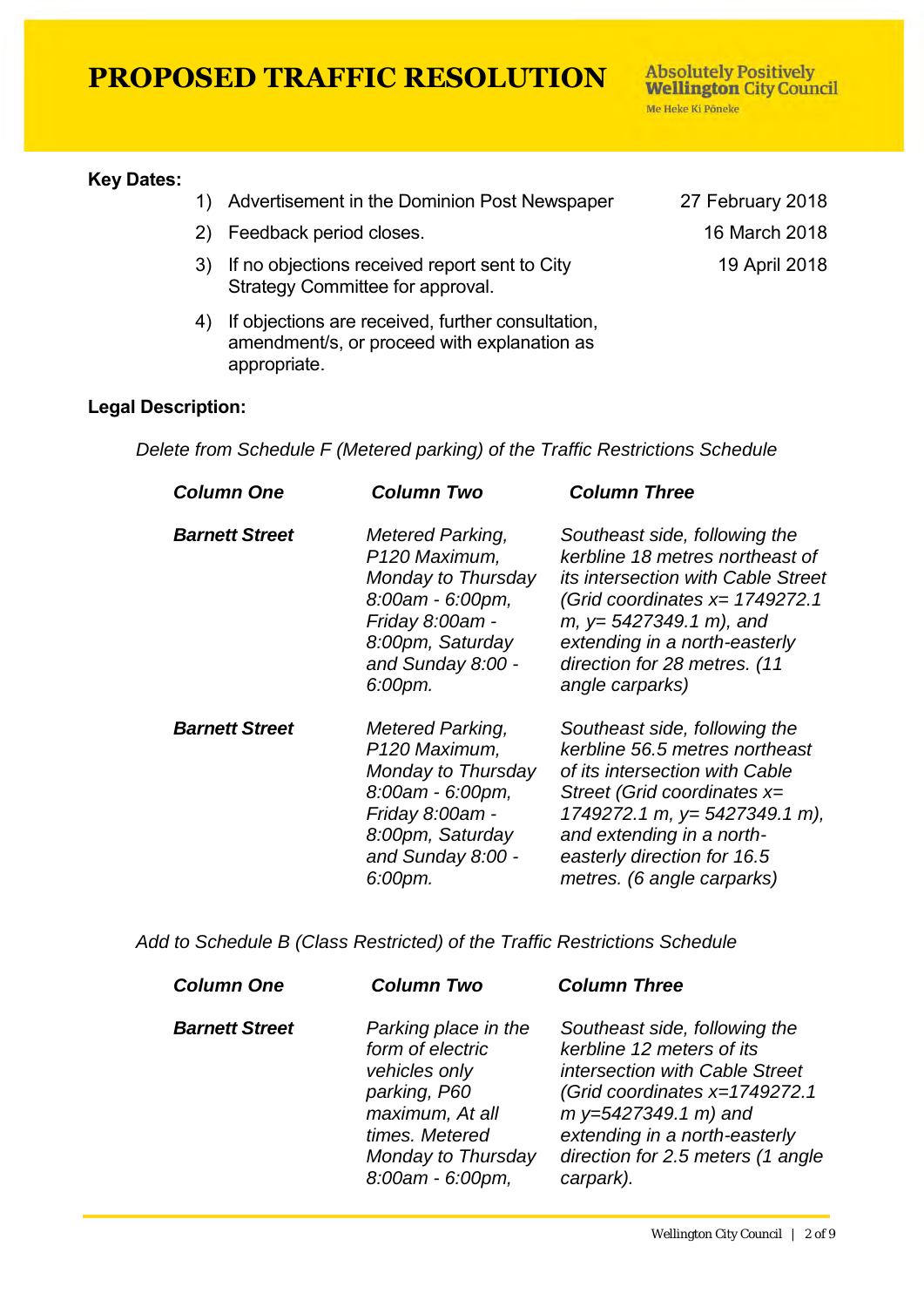# PROPOSED TRAFFIC RESOLUTION

**Key Dates:**

1) Advertisement in the Dominion Post Newspaper — 27 February 2018
2) Feedback period closes. — 16 March 2018
3) If no objections received report sent to City Strategy Committee for approval. — 19 April 2018
4) If objections are received, further consultation, amendment/s, or proceed with explanation as appropriate.

**Legal Description:**

*Delete from Schedule F (Metered parking) of the Traffic Restrictions Schedule*

| ***Column One*** | ***Column Two*** | ***Column Three*** |
|---|---|---|
| ***Barnett Street*** | *Metered Parking, P120 Maximum, Monday to Thursday 8:00am - 6:00pm, Friday 8:00am - 8:00pm, Saturday and Sunday 8:00 - 6:00pm.* | *Southeast side, following the kerbline 18 metres northeast of its intersection with Cable Street (Grid coordinates x= 1749272.1 m, y= 5427349.1 m), and extending in a north-easterly direction for 28 metres. (11 angle carparks)* |
| ***Barnett Street*** | *Metered Parking, P120 Maximum, Monday to Thursday 8:00am - 6:00pm, Friday 8:00am - 8:00pm, Saturday and Sunday 8:00 - 6:00pm.* | *Southeast side, following the kerbline 56.5 metres northeast of its intersection with Cable Street (Grid coordinates x= 1749272.1 m, y= 5427349.1 m), and extending in a north-easterly direction for 16.5 metres. (6 angle carparks)* |

*Add to Schedule B (Class Restricted) of the Traffic Restrictions Schedule*

| ***Column One*** | ***Column Two*** | ***Column Three*** |
|---|---|---|
| ***Barnett Street*** | *Parking place in the form of electric vehicles only parking, P60 maximum, At all times. Metered Monday to Thursday 8:00am - 6:00pm,* | *Southeast side, following the kerbline 12 meters of its intersection with Cable Street (Grid coordinates x=1749272.1 m y=5427349.1 m) and extending in a north-easterly direction for 2.5 meters (1 angle carpark).* |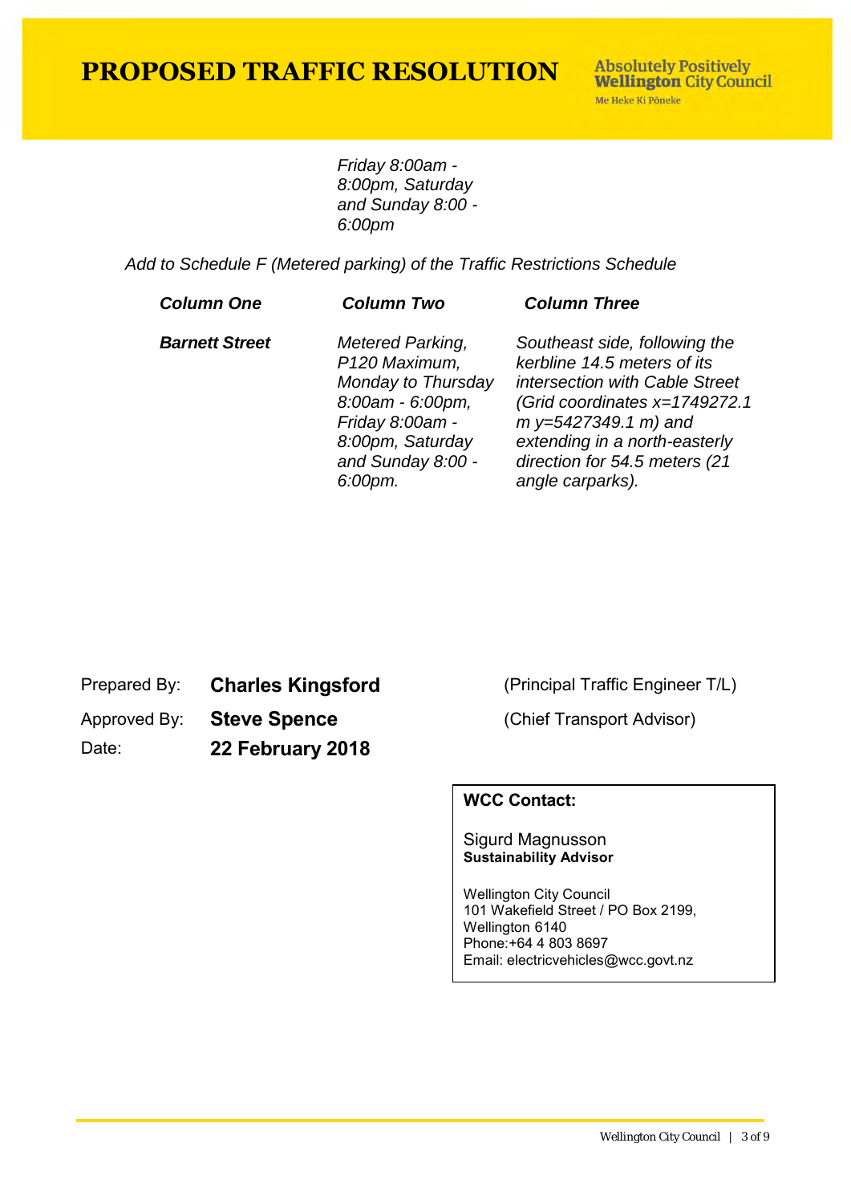*Friday 8:00am - 8:00pm, Saturday and Sunday 8:00 - 6:00pm*

*Add to Schedule F (Metered parking) of the Traffic Restrictions Schedule*

| ***Column One*** | ***Column Two*** | ***Column Three*** |
|---|---|---|
| ***Barnett Street*** | *Metered Parking, P120 Maximum, Monday to Thursday 8:00am - 6:00pm, Friday 8:00am - 8:00pm, Saturday and Sunday 8:00 - 6:00pm.* | *Southeast side, following the kerbline 14.5 meters of its intersection with Cable Street (Grid coordinates x=1749272.1 m y=5427349.1 m) and extending in a north-easterly direction for 54.5 meters (21 angle carparks).* |

Prepared By: **Charles Kingsford** (Principal Traffic Engineer T/L)

Approved By: **Steve Spence** (Chief Transport Advisor)

Date: **22 February 2018**

**WCC Contact:**

Sigurd Magnusson
**Sustainability Advisor**

Wellington City Council
101 Wakefield Street / PO Box 2199,
Wellington 6140
Phone:+64 4 803 8697
Email: electricvehicles@wcc.govt.nz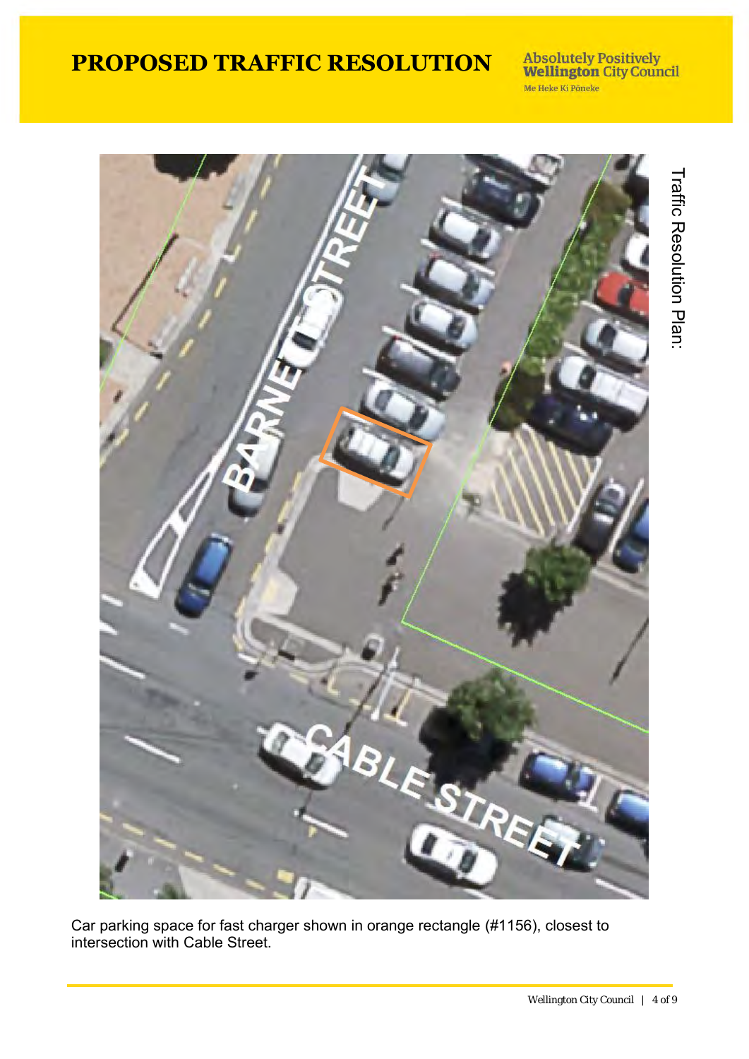# PROPOSED TRAFFIC RESOLUTION

Traffic Resolution Plan:

Car parking space for fast charger shown in orange rectangle (#1156), closest to intersection with Cable Street.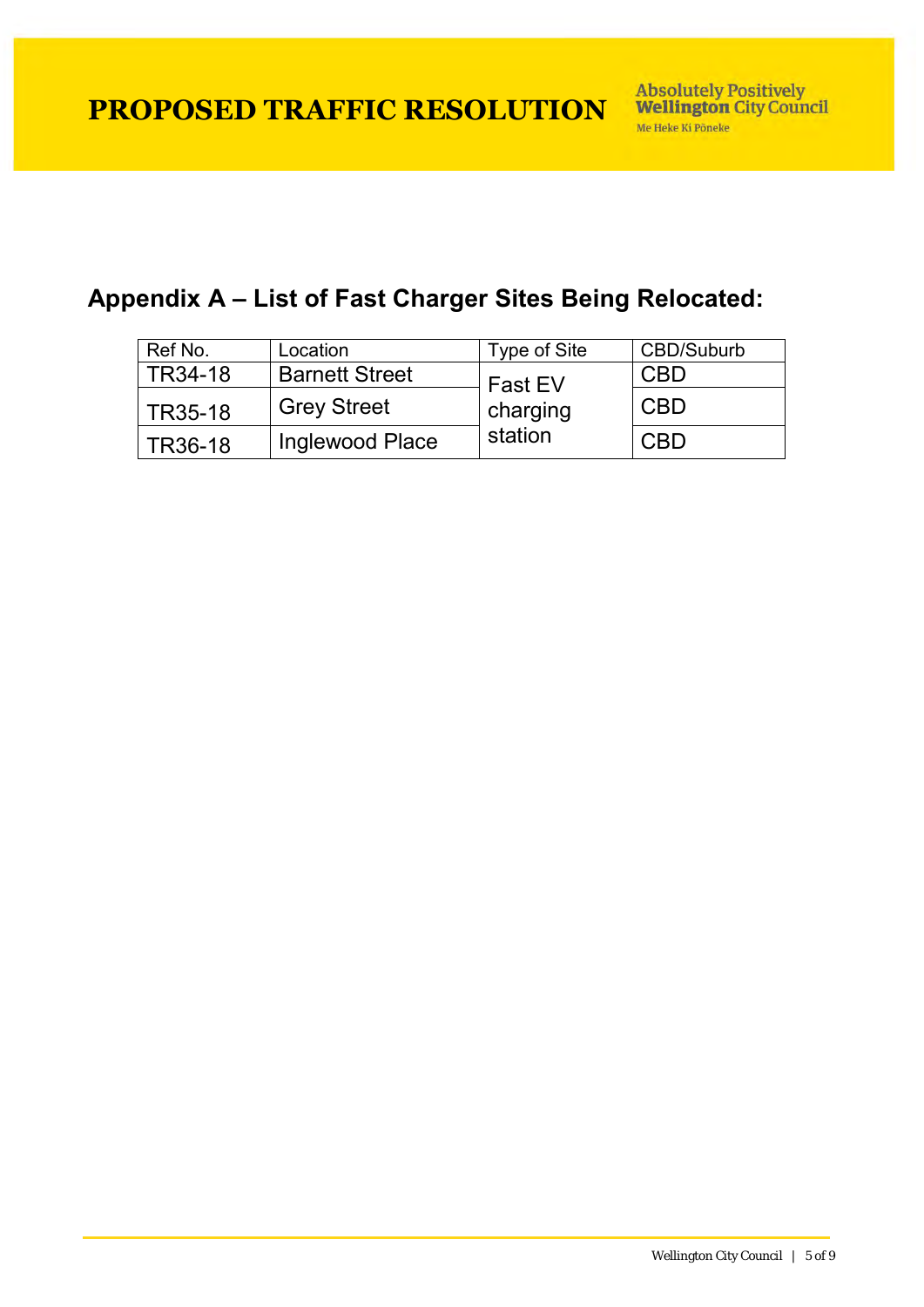## Appendix A – List of Fast Charger Sites Being Relocated:

| Ref No. | Location | Type of Site | CBD/Suburb |
|---|---|---|---|
| TR34-18 | Barnett Street | Fast EV charging station | CBD |
| TR35-18 | Grey Street | | CBD |
| TR36-18 | Inglewood Place | | CBD |